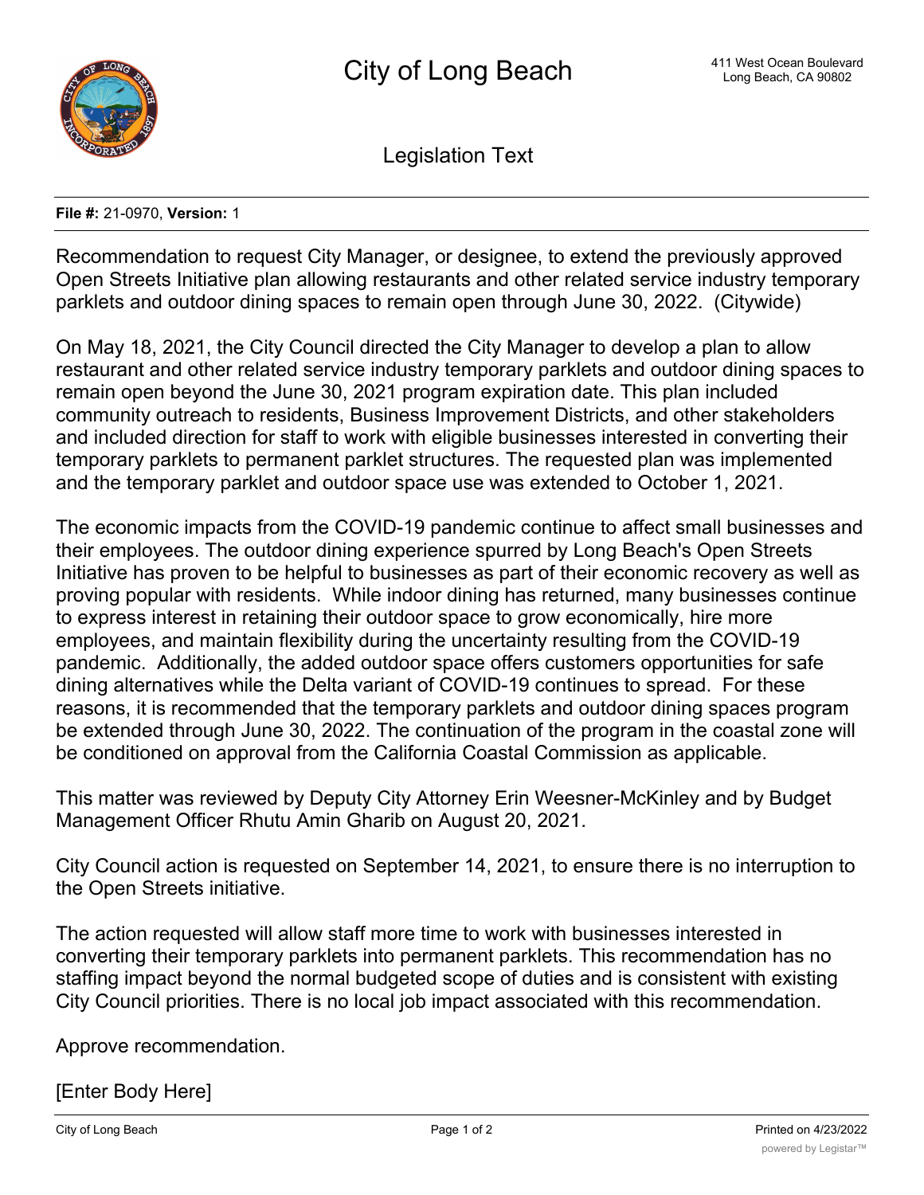# City of Long Beach

411 West Ocean Boulevard
Long Beach, CA 90802

## Legislation Text

**File #:** 21-0970, **Version:** 1

Recommendation to request City Manager, or designee, to extend the previously approved Open Streets Initiative plan allowing restaurants and other related service industry temporary parklets and outdoor dining spaces to remain open through June 30, 2022. (Citywide)

On May 18, 2021, the City Council directed the City Manager to develop a plan to allow restaurant and other related service industry temporary parklets and outdoor dining spaces to remain open beyond the June 30, 2021 program expiration date. This plan included community outreach to residents, Business Improvement Districts, and other stakeholders and included direction for staff to work with eligible businesses interested in converting their temporary parklets to permanent parklet structures. The requested plan was implemented and the temporary parklet and outdoor space use was extended to October 1, 2021.

The economic impacts from the COVID-19 pandemic continue to affect small businesses and their employees. The outdoor dining experience spurred by Long Beach's Open Streets Initiative has proven to be helpful to businesses as part of their economic recovery as well as proving popular with residents. While indoor dining has returned, many businesses continue to express interest in retaining their outdoor space to grow economically, hire more employees, and maintain flexibility during the uncertainty resulting from the COVID-19 pandemic. Additionally, the added outdoor space offers customers opportunities for safe dining alternatives while the Delta variant of COVID-19 continues to spread. For these reasons, it is recommended that the temporary parklets and outdoor dining spaces program be extended through June 30, 2022. The continuation of the program in the coastal zone will be conditioned on approval from the California Coastal Commission as applicable.

This matter was reviewed by Deputy City Attorney Erin Weesner-McKinley and by Budget Management Officer Rhutu Amin Gharib on August 20, 2021.

City Council action is requested on September 14, 2021, to ensure there is no interruption to the Open Streets initiative.

The action requested will allow staff more time to work with businesses interested in converting their temporary parklets into permanent parklets. This recommendation has no staffing impact beyond the normal budgeted scope of duties and is consistent with existing City Council priorities. There is no local job impact associated with this recommendation.

Approve recommendation.

[Enter Body Here]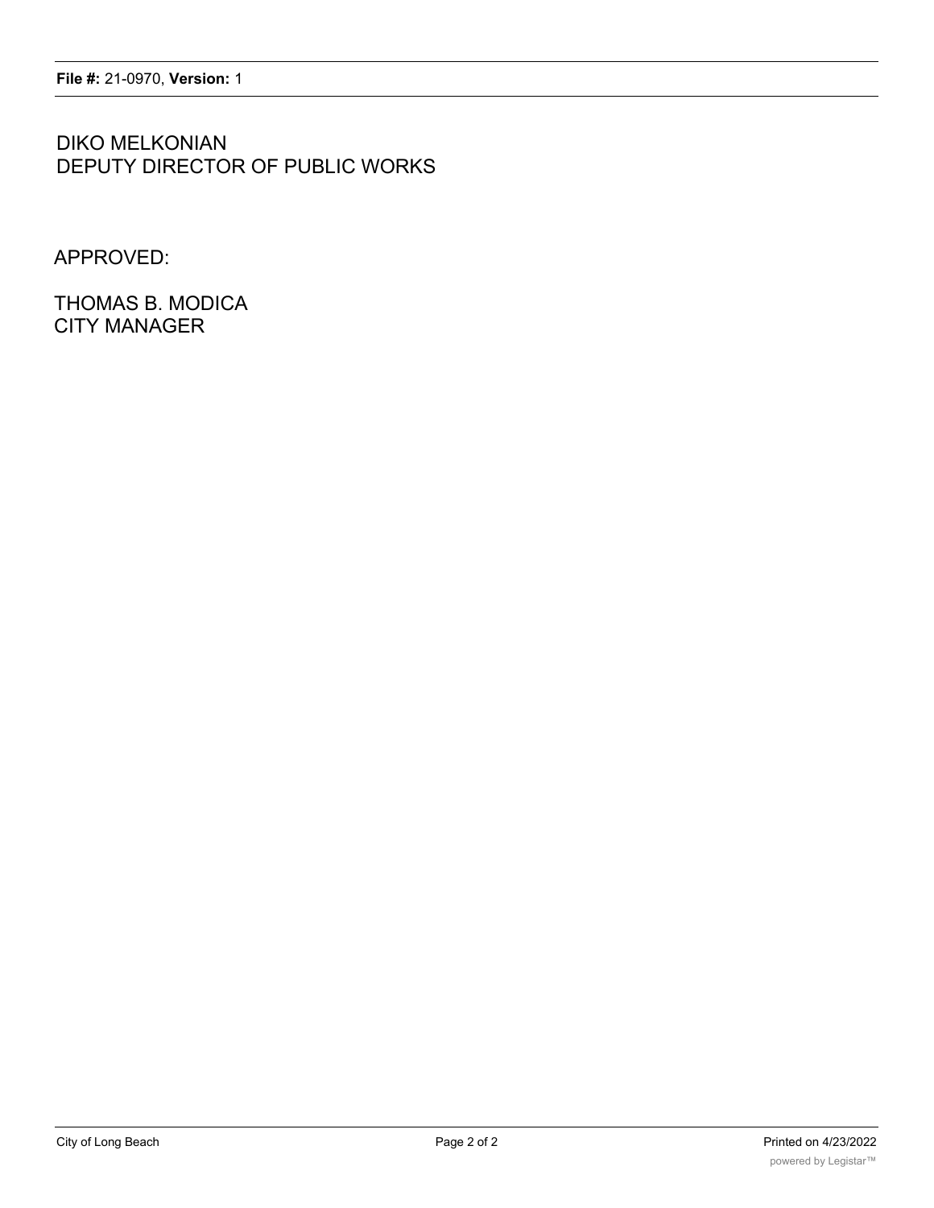DIKO MELKONIAN
DEPUTY DIRECTOR OF PUBLIC WORKS

APPROVED:

THOMAS B. MODICA
CITY MANAGER